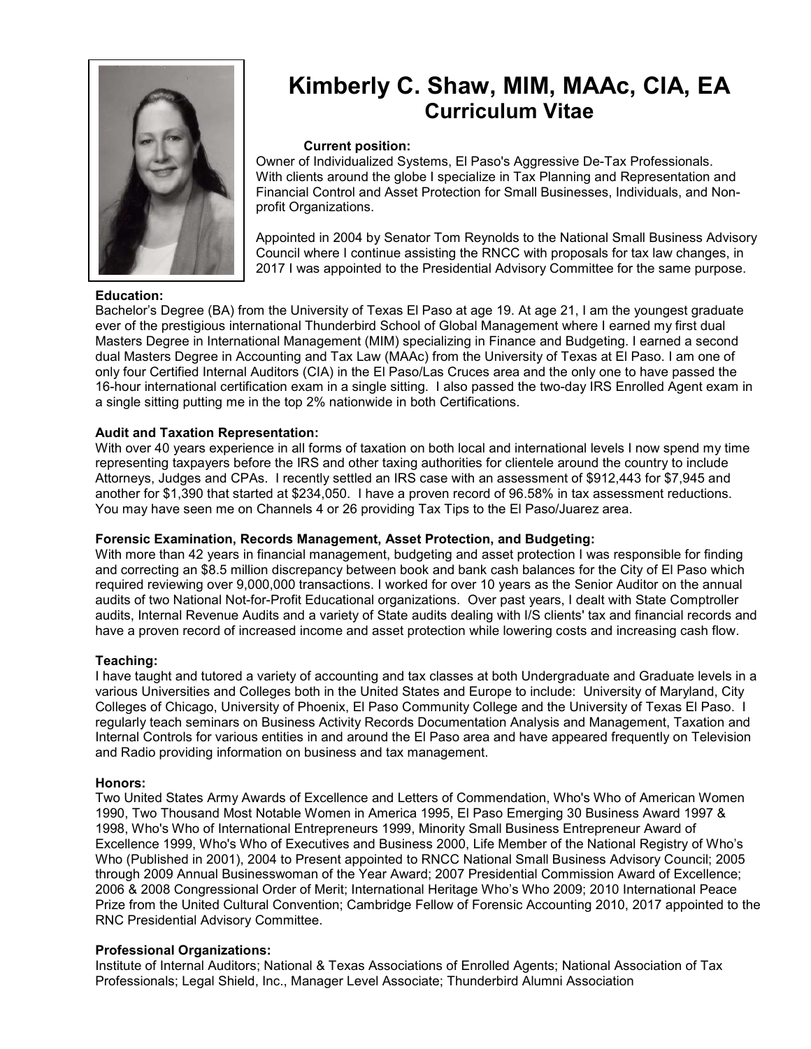# Kimberly C. Shaw, MIM, MAAc, CIA, EA

## Curriculum Vitae

**Current position:**

Owner of Individualized Systems, El Paso's Aggressive De-Tax Professionals. With clients around the globe I specialize in Tax Planning and Representation and Financial Control and Asset Protection for Small Businesses, Individuals, and Non-profit Organizations.

Appointed in 2004 by Senator Tom Reynolds to the National Small Business Advisory Council where I continue assisting the RNCC with proposals for tax law changes, in 2017 I was appointed to the Presidential Advisory Committee for the same purpose.

**Education:**

Bachelor's Degree (BA) from the University of Texas El Paso at age 19. At age 21, I am the youngest graduate ever of the prestigious international Thunderbird School of Global Management where I earned my first dual Masters Degree in International Management (MIM) specializing in Finance and Budgeting. I earned a second dual Masters Degree in Accounting and Tax Law (MAAc) from the University of Texas at El Paso. I am one of only four Certified Internal Auditors (CIA) in the El Paso/Las Cruces area and the only one to have passed the 16-hour international certification exam in a single sitting. I also passed the two-day IRS Enrolled Agent exam in a single sitting putting me in the top 2% nationwide in both Certifications.

**Audit and Taxation Representation:**

With over 40 years experience in all forms of taxation on both local and international levels I now spend my time representing taxpayers before the IRS and other taxing authorities for clientele around the country to include Attorneys, Judges and CPAs. I recently settled an IRS case with an assessment of $912,443 for $7,945 and another for $1,390 that started at $234,050. I have a proven record of 96.58% in tax assessment reductions. You may have seen me on Channels 4 or 26 providing Tax Tips to the El Paso/Juarez area.

**Forensic Examination, Records Management, Asset Protection, and Budgeting:**

With more than 42 years in financial management, budgeting and asset protection I was responsible for finding and correcting an $8.5 million discrepancy between book and bank cash balances for the City of El Paso which required reviewing over 9,000,000 transactions. I worked for over 10 years as the Senior Auditor on the annual audits of two National Not-for-Profit Educational organizations. Over past years, I dealt with State Comptroller audits, Internal Revenue Audits and a variety of State audits dealing with I/S clients' tax and financial records and have a proven record of increased income and asset protection while lowering costs and increasing cash flow.

**Teaching:**

I have taught and tutored a variety of accounting and tax classes at both Undergraduate and Graduate levels in a various Universities and Colleges both in the United States and Europe to include: University of Maryland, City Colleges of Chicago, University of Phoenix, El Paso Community College and the University of Texas El Paso. I regularly teach seminars on Business Activity Records Documentation Analysis and Management, Taxation and Internal Controls for various entities in and around the El Paso area and have appeared frequently on Television and Radio providing information on business and tax management.

**Honors:**

Two United States Army Awards of Excellence and Letters of Commendation, Who's Who of American Women 1990, Two Thousand Most Notable Women in America 1995, El Paso Emerging 30 Business Award 1997 & 1998, Who's Who of International Entrepreneurs 1999, Minority Small Business Entrepreneur Award of Excellence 1999, Who's Who of Executives and Business 2000, Life Member of the National Registry of Who's Who (Published in 2001), 2004 to Present appointed to RNCC National Small Business Advisory Council; 2005 through 2009 Annual Businesswoman of the Year Award; 2007 Presidential Commission Award of Excellence; 2006 & 2008 Congressional Order of Merit; International Heritage Who's Who 2009; 2010 International Peace Prize from the United Cultural Convention; Cambridge Fellow of Forensic Accounting 2010, 2017 appointed to the RNC Presidential Advisory Committee.

**Professional Organizations:**

Institute of Internal Auditors; National & Texas Associations of Enrolled Agents; National Association of Tax Professionals; Legal Shield, Inc., Manager Level Associate; Thunderbird Alumni Association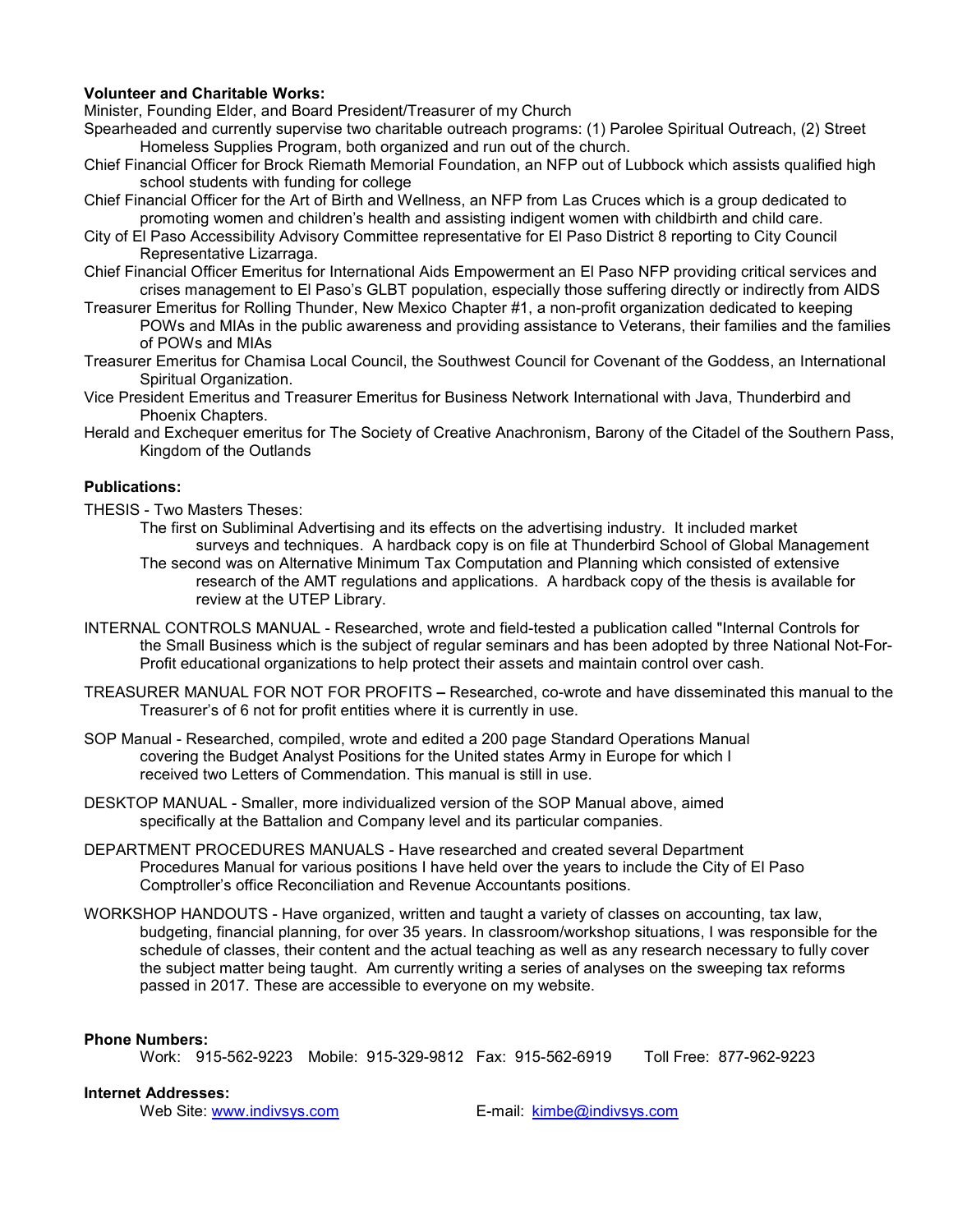**Volunteer and Charitable Works:**

Minister, Founding Elder, and Board President/Treasurer of my Church

Spearheaded and currently supervise two charitable outreach programs: (1) Parolee Spiritual Outreach, (2) Street Homeless Supplies Program, both organized and run out of the church.

Chief Financial Officer for Brock Riemath Memorial Foundation, an NFP out of Lubbock which assists qualified high school students with funding for college

Chief Financial Officer for the Art of Birth and Wellness, an NFP from Las Cruces which is a group dedicated to promoting women and children's health and assisting indigent women with childbirth and child care.

City of El Paso Accessibility Advisory Committee representative for El Paso District 8 reporting to City Council Representative Lizarraga.

Chief Financial Officer Emeritus for International Aids Empowerment an El Paso NFP providing critical services and crises management to El Paso's GLBT population, especially those suffering directly or indirectly from AIDS

Treasurer Emeritus for Rolling Thunder, New Mexico Chapter #1, a non-profit organization dedicated to keeping POWs and MIAs in the public awareness and providing assistance to Veterans, their families and the families of POWs and MIAs

Treasurer Emeritus for Chamisa Local Council, the Southwest Council for Covenant of the Goddess, an International Spiritual Organization.

Vice President Emeritus and Treasurer Emeritus for Business Network International with Java, Thunderbird and Phoenix Chapters.

Herald and Exchequer emeritus for The Society of Creative Anachronism, Barony of the Citadel of the Southern Pass, Kingdom of the Outlands

**Publications:**

THESIS - Two Masters Theses:

The first on Subliminal Advertising and its effects on the advertising industry. It included market surveys and techniques. A hardback copy is on file at Thunderbird School of Global Management

The second was on Alternative Minimum Tax Computation and Planning which consisted of extensive research of the AMT regulations and applications. A hardback copy of the thesis is available for review at the UTEP Library.

INTERNAL CONTROLS MANUAL - Researched, wrote and field-tested a publication called "Internal Controls for the Small Business which is the subject of regular seminars and has been adopted by three National Not-For-Profit educational organizations to help protect their assets and maintain control over cash.

TREASURER MANUAL FOR NOT FOR PROFITS – Researched, co-wrote and have disseminated this manual to the Treasurer's of 6 not for profit entities where it is currently in use.

SOP Manual - Researched, compiled, wrote and edited a 200 page Standard Operations Manual covering the Budget Analyst Positions for the United states Army in Europe for which I received two Letters of Commendation. This manual is still in use.

DESKTOP MANUAL - Smaller, more individualized version of the SOP Manual above, aimed specifically at the Battalion and Company level and its particular companies.

DEPARTMENT PROCEDURES MANUALS - Have researched and created several Department Procedures Manual for various positions I have held over the years to include the City of El Paso Comptroller's office Reconciliation and Revenue Accountants positions.

WORKSHOP HANDOUTS - Have organized, written and taught a variety of classes on accounting, tax law, budgeting, financial planning, for over 35 years. In classroom/workshop situations, I was responsible for the schedule of classes, their content and the actual teaching as well as any research necessary to fully cover the subject matter being taught. Am currently writing a series of analyses on the sweeping tax reforms passed in 2017. These are accessible to everyone on my website.

**Phone Numbers:**

Work: 915-562-9223 Mobile: 915-329-9812 Fax: 915-562-6919 Toll Free: 877-962-9223

**Internet Addresses:**

Web Site: [www.indivsys.com](http://www.indivsys.com) E-mail: [kimbe@indivsys.com](mailto:kimbe@indivsys.com)